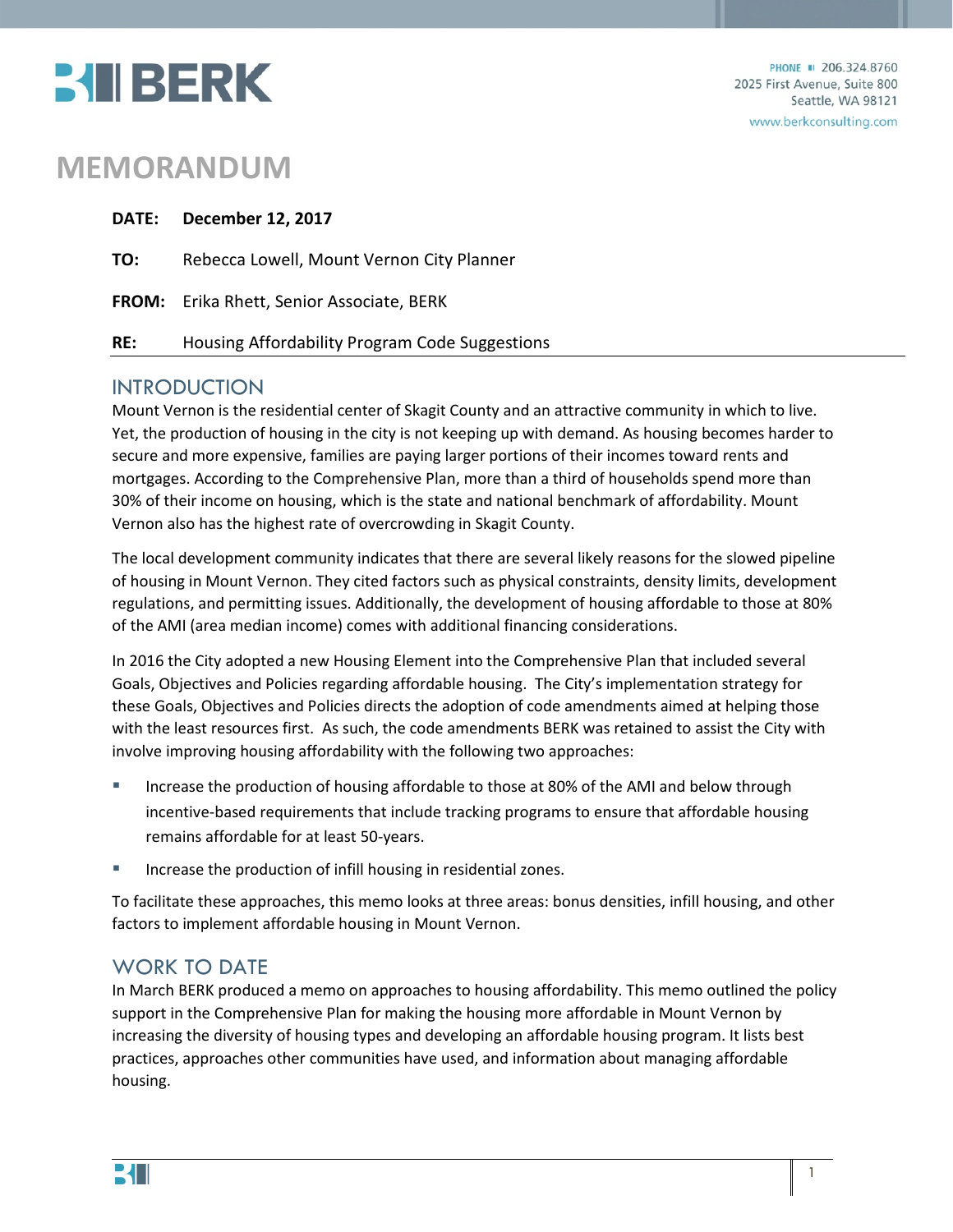BERK

PHONE 206.324.8760
2025 First Avenue, Suite 800
Seattle, WA 98121
www.berkconsulting.com

# MEMORANDUM

**DATE:** **December 12, 2017**

**TO:** Rebecca Lowell, Mount Vernon City Planner

**FROM:** Erika Rhett, Senior Associate, BERK

**RE:** Housing Affordability Program Code Suggestions

## INTRODUCTION

Mount Vernon is the residential center of Skagit County and an attractive community in which to live. Yet, the production of housing in the city is not keeping up with demand. As housing becomes harder to secure and more expensive, families are paying larger portions of their incomes toward rents and mortgages. According to the Comprehensive Plan, more than a third of households spend more than 30% of their income on housing, which is the state and national benchmark of affordability. Mount Vernon also has the highest rate of overcrowding in Skagit County.

The local development community indicates that there are several likely reasons for the slowed pipeline of housing in Mount Vernon. They cited factors such as physical constraints, density limits, development regulations, and permitting issues. Additionally, the development of housing affordable to those at 80% of the AMI (area median income) comes with additional financing considerations.

In 2016 the City adopted a new Housing Element into the Comprehensive Plan that included several Goals, Objectives and Policies regarding affordable housing. The City's implementation strategy for these Goals, Objectives and Policies directs the adoption of code amendments aimed at helping those with the least resources first. As such, the code amendments BERK was retained to assist the City with involve improving housing affordability with the following two approaches:

- Increase the production of housing affordable to those at 80% of the AMI and below through incentive-based requirements that include tracking programs to ensure that affordable housing remains affordable for at least 50-years.
- Increase the production of infill housing in residential zones.

To facilitate these approaches, this memo looks at three areas: bonus densities, infill housing, and other factors to implement affordable housing in Mount Vernon.

## WORK TO DATE

In March BERK produced a memo on approaches to housing affordability. This memo outlined the policy support in the Comprehensive Plan for making the housing more affordable in Mount Vernon by increasing the diversity of housing types and developing an affordable housing program. It lists best practices, approaches other communities have used, and information about managing affordable housing.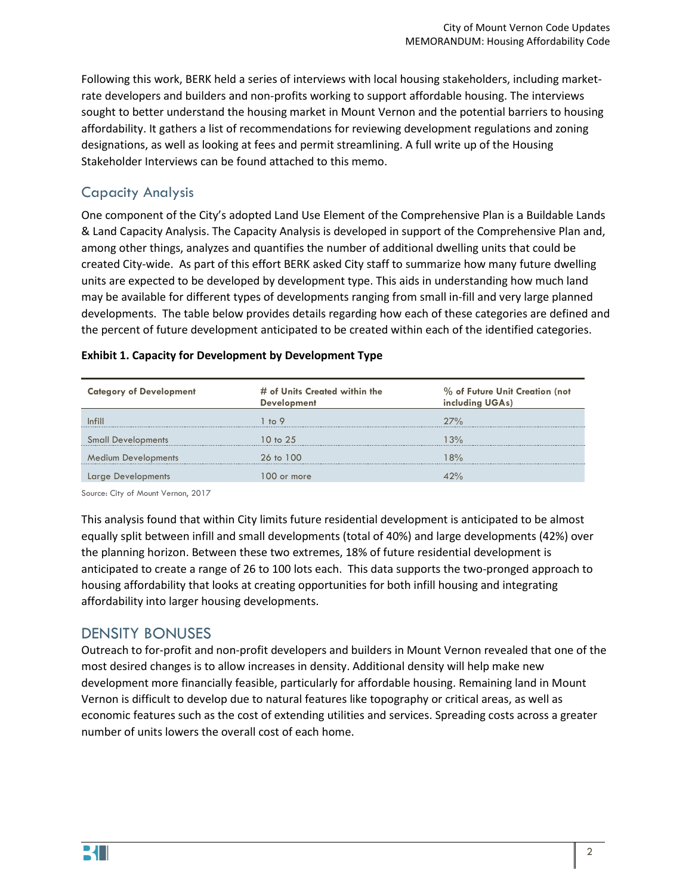Following this work, BERK held a series of interviews with local housing stakeholders, including market-rate developers and builders and non-profits working to support affordable housing. The interviews sought to better understand the housing market in Mount Vernon and the potential barriers to housing affordability. It gathers a list of recommendations for reviewing development regulations and zoning designations, as well as looking at fees and permit streamlining. A full write up of the Housing Stakeholder Interviews can be found attached to this memo.

## Capacity Analysis

One component of the City's adopted Land Use Element of the Comprehensive Plan is a Buildable Lands & Land Capacity Analysis. The Capacity Analysis is developed in support of the Comprehensive Plan and, among other things, analyzes and quantifies the number of additional dwelling units that could be created City-wide. As part of this effort BERK asked City staff to summarize how many future dwelling units are expected to be developed by development type. This aids in understanding how much land may be available for different types of developments ranging from small in-fill and very large planned developments. The table below provides details regarding how each of these categories are defined and the percent of future development anticipated to be created within each of the identified categories.

**Exhibit 1. Capacity for Development by Development Type**

| Category of Development | # of Units Created within the Development | % of Future Unit Creation (not including UGAs) |
|---|---|---|
| Infill | 1 to 9 | 27% |
| Small Developments | 10 to 25 | 13% |
| Medium Developments | 26 to 100 | 18% |
| Large Developments | 100 or more | 42% |

Source: City of Mount Vernon, 2017

This analysis found that within City limits future residential development is anticipated to be almost equally split between infill and small developments (total of 40%) and large developments (42%) over the planning horizon. Between these two extremes, 18% of future residential development is anticipated to create a range of 26 to 100 lots each. This data supports the two-pronged approach to housing affordability that looks at creating opportunities for both infill housing and integrating affordability into larger housing developments.

# DENSITY BONUSES

Outreach to for-profit and non-profit developers and builders in Mount Vernon revealed that one of the most desired changes is to allow increases in density. Additional density will help make new development more financially feasible, particularly for affordable housing. Remaining land in Mount Vernon is difficult to develop due to natural features like topography or critical areas, as well as economic features such as the cost of extending utilities and services. Spreading costs across a greater number of units lowers the overall cost of each home.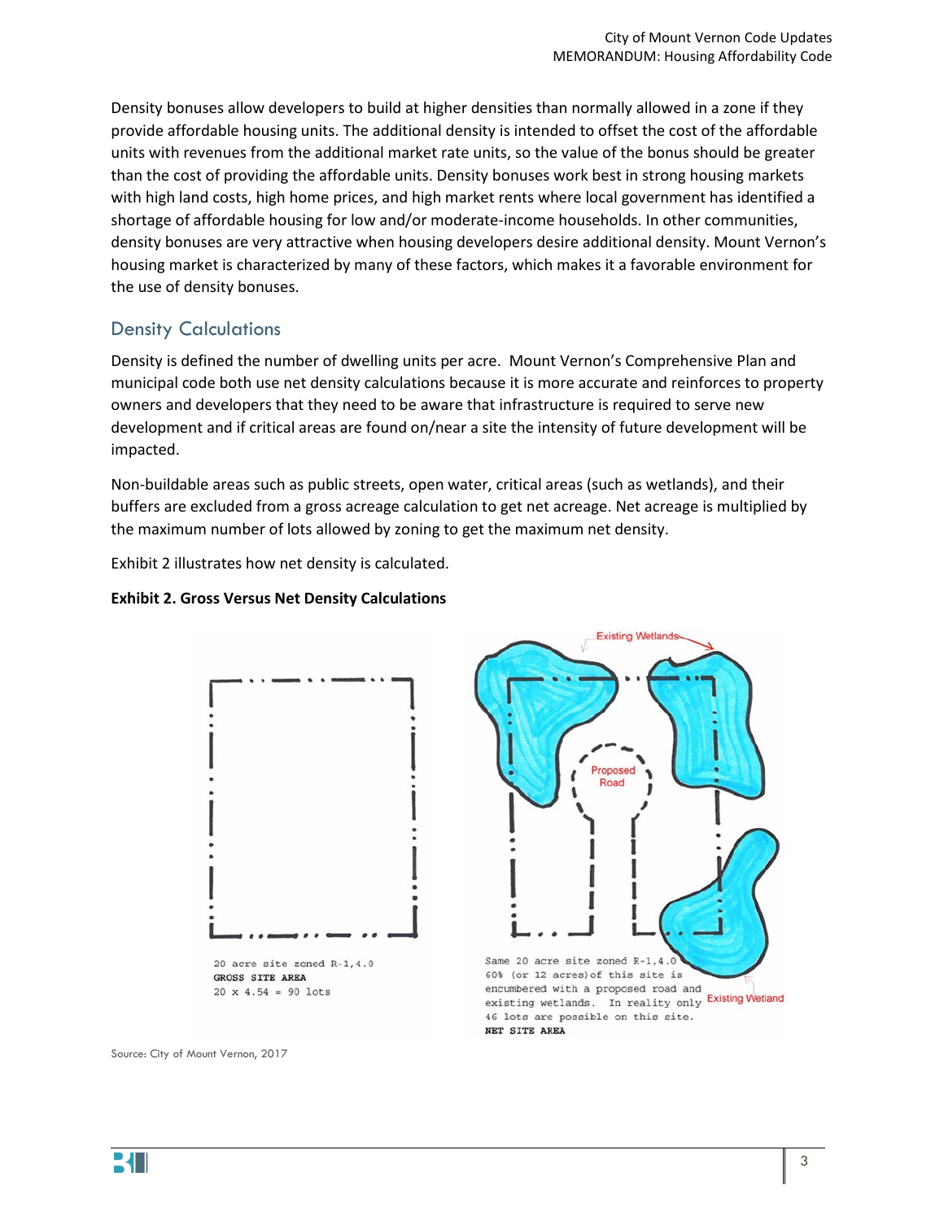Density bonuses allow developers to build at higher densities than normally allowed in a zone if they provide affordable housing units. The additional density is intended to offset the cost of the affordable units with revenues from the additional market rate units, so the value of the bonus should be greater than the cost of providing the affordable units. Density bonuses work best in strong housing markets with high land costs, high home prices, and high market rents where local government has identified a shortage of affordable housing for low and/or moderate-income households. In other communities, density bonuses are very attractive when housing developers desire additional density. Mount Vernon's housing market is characterized by many of these factors, which makes it a favorable environment for the use of density bonuses.

## Density Calculations

Density is defined the number of dwelling units per acre. Mount Vernon's Comprehensive Plan and municipal code both use net density calculations because it is more accurate and reinforces to property owners and developers that they need to be aware that infrastructure is required to serve new development and if critical areas are found on/near a site the intensity of future development will be impacted.

Non-buildable areas such as public streets, open water, critical areas (such as wetlands), and their buffers are excluded from a gross acreage calculation to get net acreage. Net acreage is multiplied by the maximum number of lots allowed by zoning to get the maximum net density.

Exhibit 2 illustrates how net density is calculated.

**Exhibit 2. Gross Versus Net Density Calculations**

20 acre site zoned R-1,4.0
**GROSS SITE AREA**
20 x 4.54 = 90 lots

Existing Wetlands

Proposed Road

Existing Wetland

Same 20 acre site zoned R-1,4.0 60% (or 12 acres) of this site is encumbered with a proposed road and existing wetlands. In reality only 46 lots are possible on this site.
**NET SITE AREA**

Source: City of Mount Vernon, 2017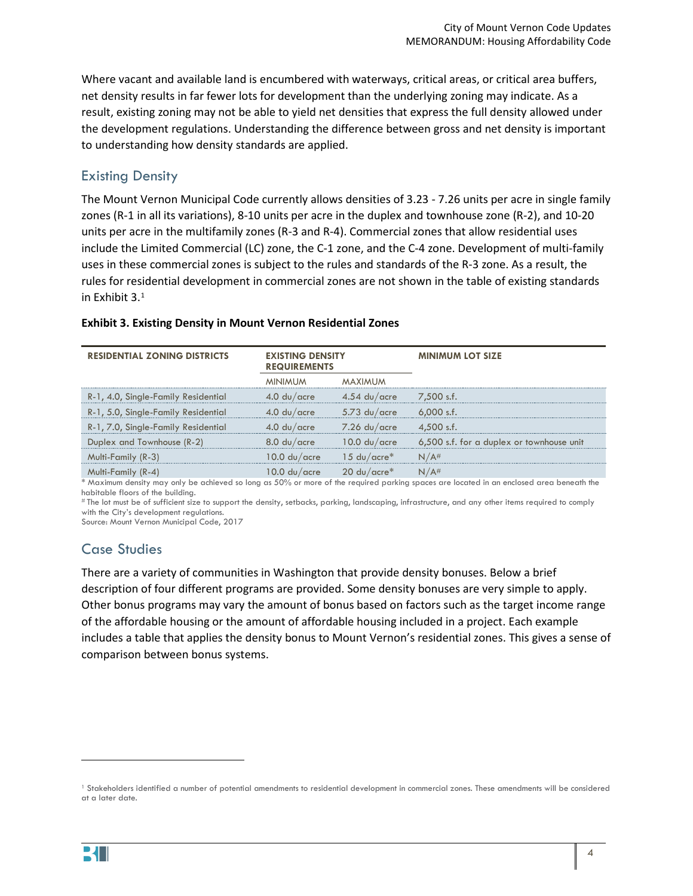Where vacant and available land is encumbered with waterways, critical areas, or critical area buffers, net density results in far fewer lots for development than the underlying zoning may indicate. As a result, existing zoning may not be able to yield net densities that express the full density allowed under the development regulations. Understanding the difference between gross and net density is important to understanding how density standards are applied.

## Existing Density

The Mount Vernon Municipal Code currently allows densities of 3.23 - 7.26 units per acre in single family zones (R-1 in all its variations), 8-10 units per acre in the duplex and townhouse zone (R-2), and 10-20 units per acre in the multifamily zones (R-3 and R-4). Commercial zones that allow residential uses include the Limited Commercial (LC) zone, the C-1 zone, and the C-4 zone. Development of multi-family uses in these commercial zones is subject to the rules and standards of the R-3 zone. As a result, the rules for residential development in commercial zones are not shown in the table of existing standards in Exhibit 3.[1]

**Exhibit 3. Existing Density in Mount Vernon Residential Zones**

| RESIDENTIAL ZONING DISTRICTS | EXISTING DENSITY REQUIREMENTS | | MINIMUM LOT SIZE |
|---|---|---|---|
| | MINIMUM | MAXIMUM | |
| R-1, 4.0, Single-Family Residential | 4.0 du/acre | 4.54 du/acre | 7,500 s.f. |
| R-1, 5.0, Single-Family Residential | 4.0 du/acre | 5.73 du/acre | 6,000 s.f. |
| R-1, 7.0, Single-Family Residential | 4.0 du/acre | 7.26 du/acre | 4,500 s.f. |
| Duplex and Townhouse (R-2) | 8.0 du/acre | 10.0 du/acre | 6,500 s.f. for a duplex or townhouse unit |
| Multi-Family (R-3) | 10.0 du/acre | 15 du/acre* | N/A# |
| Multi-Family (R-4) | 10.0 du/acre | 20 du/acre* | N/A# |

\* Maximum density may only be achieved so long as 50% or more of the required parking spaces are located in an enclosed area beneath the habitable floors of the building.

\# The lot must be of sufficient size to support the density, setbacks, parking, landscaping, infrastructure, and any other items required to comply with the City's development regulations.

Source: Mount Vernon Municipal Code, 2017

## Case Studies

There are a variety of communities in Washington that provide density bonuses. Below a brief description of four different programs are provided. Some density bonuses are very simple to apply. Other bonus programs may vary the amount of bonus based on factors such as the target income range of the affordable housing or the amount of affordable housing included in a project. Each example includes a table that applies the density bonus to Mount Vernon's residential zones. This gives a sense of comparison between bonus systems.

[1] Stakeholders identified a number of potential amendments to residential development in commercial zones. These amendments will be considered at a later date.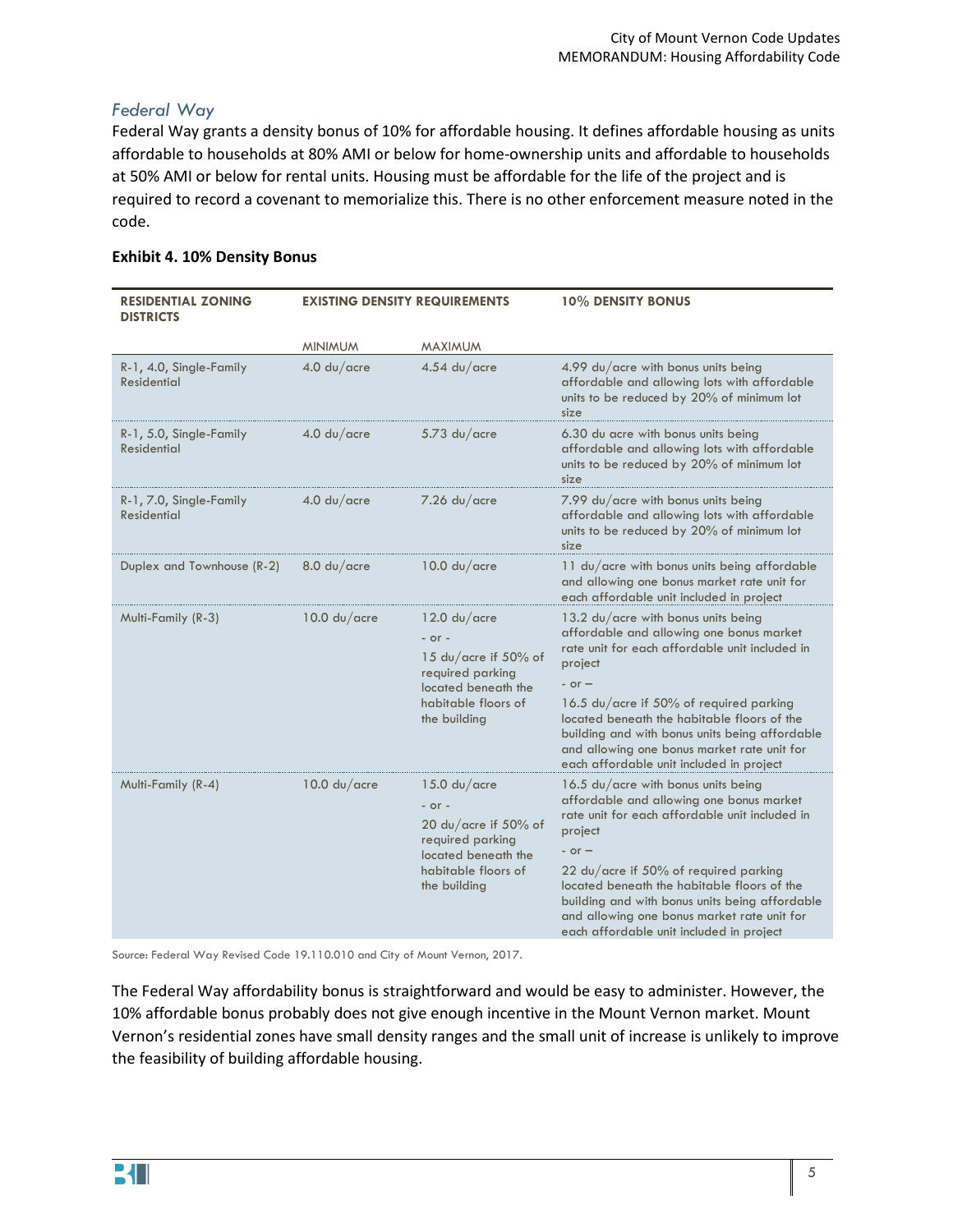### Federal Way

Federal Way grants a density bonus of 10% for affordable housing. It defines affordable housing as units affordable to households at 80% AMI or below for home-ownership units and affordable to households at 50% AMI or below for rental units. Housing must be affordable for the life of the project and is required to record a covenant to memorialize this. There is no other enforcement measure noted in the code.

**Exhibit 4. 10% Density Bonus**

| RESIDENTIAL ZONING DISTRICTS | EXISTING DENSITY REQUIREMENTS | | 10% DENSITY BONUS |
|---|---|---|---|
| | MINIMUM | MAXIMUM | |
| R-1, 4.0, Single-Family Residential | 4.0 du/acre | 4.54 du/acre | 4.99 du/acre with bonus units being affordable and allowing lots with affordable units to be reduced by 20% of minimum lot size |
| R-1, 5.0, Single-Family Residential | 4.0 du/acre | 5.73 du/acre | 6.30 du acre with bonus units being affordable and allowing lots with affordable units to be reduced by 20% of minimum lot size |
| R-1, 7.0, Single-Family Residential | 4.0 du/acre | 7.26 du/acre | 7.99 du/acre with bonus units being affordable and allowing lots with affordable units to be reduced by 20% of minimum lot size |
| Duplex and Townhouse (R-2) | 8.0 du/acre | 10.0 du/acre | 11 du/acre with bonus units being affordable and allowing one bonus market rate unit for each affordable unit included in project |
| Multi-Family (R-3) | 10.0 du/acre | 12.0 du/acre - or - 15 du/acre if 50% of required parking located beneath the habitable floors of the building | 13.2 du/acre with bonus units being affordable and allowing one bonus market rate unit for each affordable unit included in project - or – 16.5 du/acre if 50% of required parking located beneath the habitable floors of the building and with bonus units being affordable and allowing one bonus market rate unit for each affordable unit included in project |
| Multi-Family (R-4) | 10.0 du/acre | 15.0 du/acre - or - 20 du/acre if 50% of required parking located beneath the habitable floors of the building | 16.5 du/acre with bonus units being affordable and allowing one bonus market rate unit for each affordable unit included in project - or – 22 du/acre if 50% of required parking located beneath the habitable floors of the building and with bonus units being affordable and allowing one bonus market rate unit for each affordable unit included in project |

Source: Federal Way Revised Code 19.110.010 and City of Mount Vernon, 2017.

The Federal Way affordability bonus is straightforward and would be easy to administer. However, the 10% affordable bonus probably does not give enough incentive in the Mount Vernon market. Mount Vernon's residential zones have small density ranges and the small unit of increase is unlikely to improve the feasibility of building affordable housing.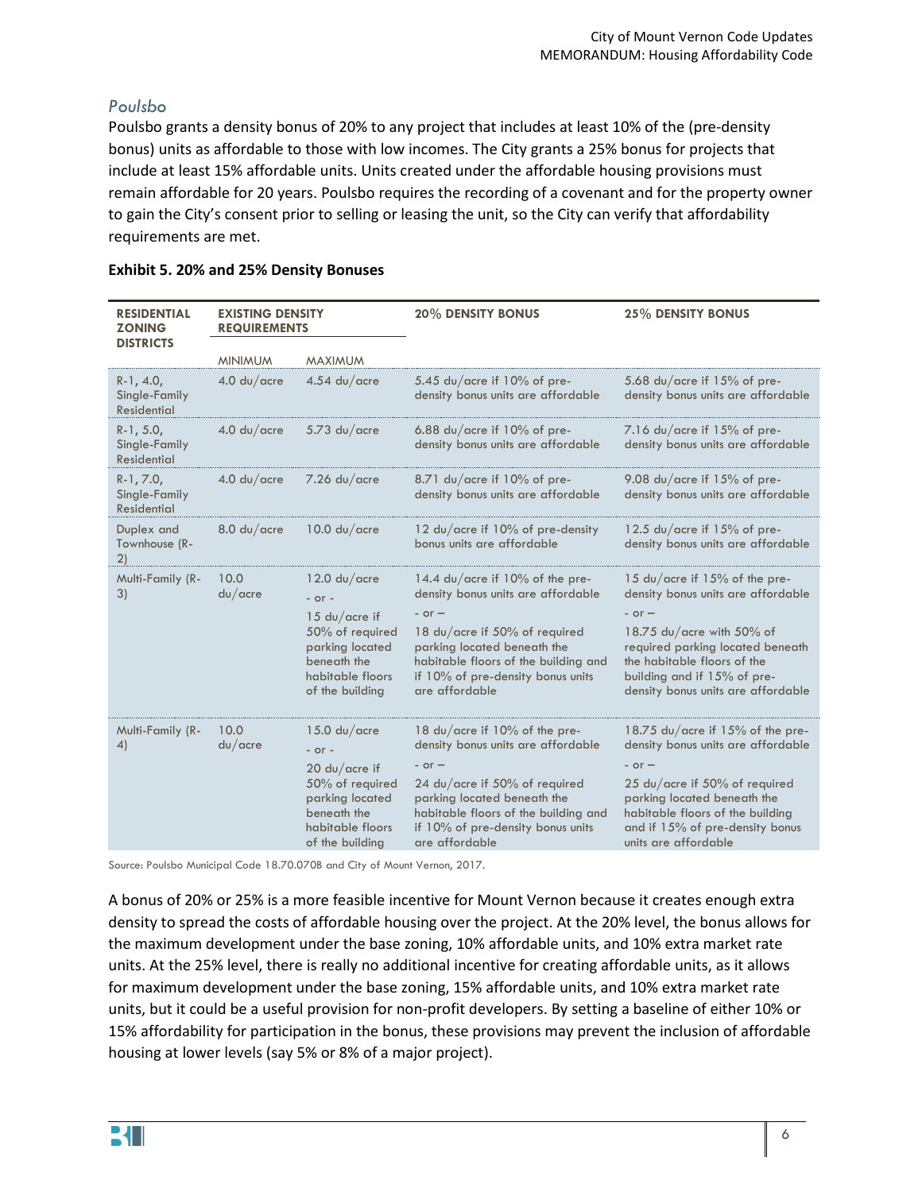### *Poulsbo*

Poulsbo grants a density bonus of 20% to any project that includes at least 10% of the (pre-density bonus) units as affordable to those with low incomes. The City grants a 25% bonus for projects that include at least 15% affordable units. Units created under the affordable housing provisions must remain affordable for 20 years. Poulsbo requires the recording of a covenant and for the property owner to gain the City's consent prior to selling or leasing the unit, so the City can verify that affordability requirements are met.

**Exhibit 5. 20% and 25% Density Bonuses**

| RESIDENTIAL ZONING DISTRICTS | EXISTING DENSITY REQUIREMENTS | | 20% DENSITY BONUS | 25% DENSITY BONUS |
|---|---|---|---|---|
| | MINIMUM | MAXIMUM | | |
| R-1, 4.0, Single-Family Residential | 4.0 du/acre | 4.54 du/acre | 5.45 du/acre if 10% of pre-density bonus units are affordable | 5.68 du/acre if 15% of pre-density bonus units are affordable |
| R-1, 5.0, Single-Family Residential | 4.0 du/acre | 5.73 du/acre | 6.88 du/acre if 10% of pre-density bonus units are affordable | 7.16 du/acre if 15% of pre-density bonus units are affordable |
| R-1, 7.0, Single-Family Residential | 4.0 du/acre | 7.26 du/acre | 8.71 du/acre if 10% of pre-density bonus units are affordable | 9.08 du/acre if 15% of pre-density bonus units are affordable |
| Duplex and Townhouse (R-2) | 8.0 du/acre | 10.0 du/acre | 12 du/acre if 10% of pre-density bonus units are affordable | 12.5 du/acre if 15% of pre-density bonus units are affordable |
| Multi-Family (R-3) | 10.0 du/acre | 12.0 du/acre - or - 15 du/acre if 50% of required parking located beneath the habitable floors of the building | 14.4 du/acre if 10% of the pre-density bonus units are affordable - or – 18 du/acre if 50% of required parking located beneath the habitable floors of the building and if 10% of pre-density bonus units are affordable | 15 du/acre if 15% of the pre-density bonus units are affordable - or – 18.75 du/acre with 50% of required parking located beneath the habitable floors of the building and if 15% of pre-density bonus units are affordable |
| Multi-Family (R-4) | 10.0 du/acre | 15.0 du/acre - or - 20 du/acre if 50% of required parking located beneath the habitable floors of the building | 18 du/acre if 10% of the pre-density bonus units are affordable - or – 24 du/acre if 50% of required parking located beneath the habitable floors of the building and if 10% of pre-density bonus units are affordable | 18.75 du/acre if 15% of the pre-density bonus units are affordable - or – 25 du/acre if 50% of required parking located beneath the habitable floors of the building and if 15% of pre-density bonus units are affordable |

Source: Poulsbo Municipal Code 18.70.070B and City of Mount Vernon, 2017.

A bonus of 20% or 25% is a more feasible incentive for Mount Vernon because it creates enough extra density to spread the costs of affordable housing over the project. At the 20% level, the bonus allows for the maximum development under the base zoning, 10% affordable units, and 10% extra market rate units. At the 25% level, there is really no additional incentive for creating affordable units, as it allows for maximum development under the base zoning, 15% affordable units, and 10% extra market rate units, but it could be a useful provision for non-profit developers. By setting a baseline of either 10% or 15% affordability for participation in the bonus, these provisions may prevent the inclusion of affordable housing at lower levels (say 5% or 8% of a major project).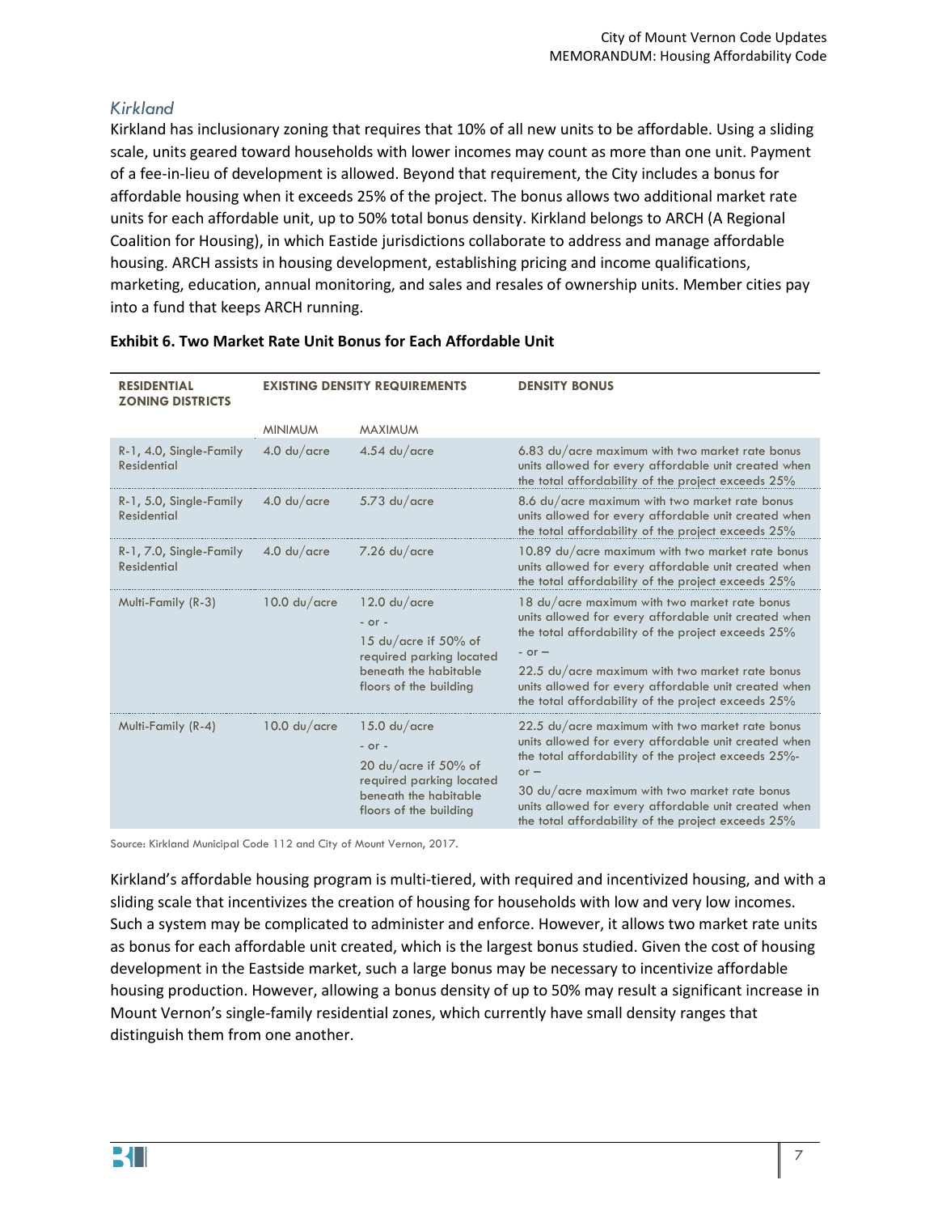### Kirkland

Kirkland has inclusionary zoning that requires that 10% of all new units to be affordable. Using a sliding scale, units geared toward households with lower incomes may count as more than one unit. Payment of a fee-in-lieu of development is allowed. Beyond that requirement, the City includes a bonus for affordable housing when it exceeds 25% of the project. The bonus allows two additional market rate units for each affordable unit, up to 50% total bonus density. Kirkland belongs to ARCH (A Regional Coalition for Housing), in which Eastside jurisdictions collaborate to address and manage affordable housing. ARCH assists in housing development, establishing pricing and income qualifications, marketing, education, annual monitoring, and sales and resales of ownership units. Member cities pay into a fund that keeps ARCH running.

**Exhibit 6. Two Market Rate Unit Bonus for Each Affordable Unit**

| RESIDENTIAL ZONING DISTRICTS | EXISTING DENSITY REQUIREMENTS | | DENSITY BONUS |
|---|---|---|---|
| | MINIMUM | MAXIMUM | |
| R-1, 4.0, Single-Family Residential | 4.0 du/acre | 4.54 du/acre | 6.83 du/acre maximum with two market rate bonus units allowed for every affordable unit created when the total affordability of the project exceeds 25% |
| R-1, 5.0, Single-Family Residential | 4.0 du/acre | 5.73 du/acre | 8.6 du/acre maximum with two market rate bonus units allowed for every affordable unit created when the total affordability of the project exceeds 25% |
| R-1, 7.0, Single-Family Residential | 4.0 du/acre | 7.26 du/acre | 10.89 du/acre maximum with two market rate bonus units allowed for every affordable unit created when the total affordability of the project exceeds 25% |
| Multi-Family (R-3) | 10.0 du/acre | 12.0 du/acre - or - 15 du/acre if 50% of required parking located beneath the habitable floors of the building | 18 du/acre maximum with two market rate bonus units allowed for every affordable unit created when the total affordability of the project exceeds 25% - or – 22.5 du/acre maximum with two market rate bonus units allowed for every affordable unit created when the total affordability of the project exceeds 25% |
| Multi-Family (R-4) | 10.0 du/acre | 15.0 du/acre - or - 20 du/acre if 50% of required parking located beneath the habitable floors of the building | 22.5 du/acre maximum with two market rate bonus units allowed for every affordable unit created when the total affordability of the project exceeds 25%- or – 30 du/acre maximum with two market rate bonus units allowed for every affordable unit created when the total affordability of the project exceeds 25% |

Source: Kirkland Municipal Code 112 and City of Mount Vernon, 2017.

Kirkland's affordable housing program is multi-tiered, with required and incentivized housing, and with a sliding scale that incentivizes the creation of housing for households with low and very low incomes. Such a system may be complicated to administer and enforce. However, it allows two market rate units as bonus for each affordable unit created, which is the largest bonus studied. Given the cost of housing development in the Eastside market, such a large bonus may be necessary to incentivize affordable housing production. However, allowing a bonus density of up to 50% may result a significant increase in Mount Vernon's single-family residential zones, which currently have small density ranges that distinguish them from one another.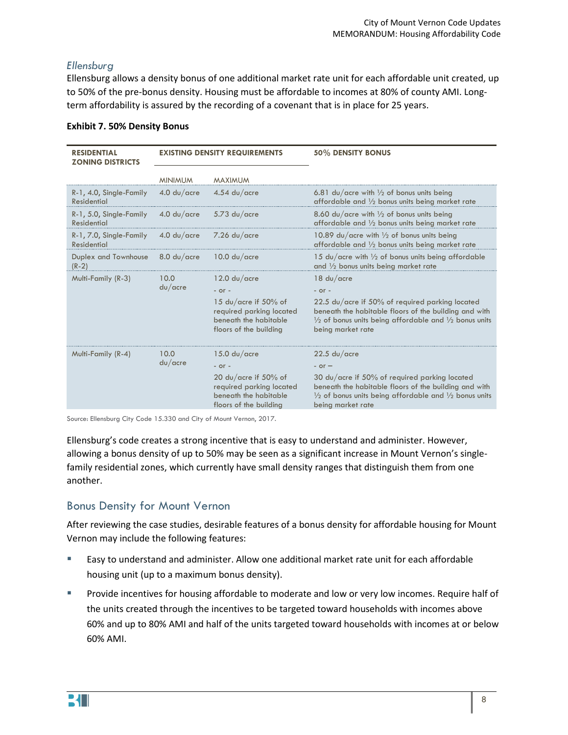### *Ellensburg*

Ellensburg allows a density bonus of one additional market rate unit for each affordable unit created, up to 50% of the pre-bonus density. Housing must be affordable to incomes at 80% of county AMI. Long-term affordability is assured by the recording of a covenant that is in place for 25 years.

**Exhibit 7. 50% Density Bonus**

| RESIDENTIAL ZONING DISTRICTS | EXISTING DENSITY REQUIREMENTS | | 50% DENSITY BONUS |
|---|---|---|---|
| | MINIMUM | MAXIMUM | |
| R-1, 4.0, Single-Family Residential | 4.0 du/acre | 4.54 du/acre | 6.81 du/acre with ½ of bonus units being affordable and ½ bonus units being market rate |
| R-1, 5.0, Single-Family Residential | 4.0 du/acre | 5.73 du/acre | 8.60 du/acre with ½ of bonus units being affordable and ½ bonus units being market rate |
| R-1, 7.0, Single-Family Residential | 4.0 du/acre | 7.26 du/acre | 10.89 du/acre with ½ of bonus units being affordable and ½ bonus units being market rate |
| Duplex and Townhouse (R-2) | 8.0 du/acre | 10.0 du/acre | 15 du/acre with ½ of bonus units being affordable and ½ bonus units being market rate |
| Multi-Family (R-3) | 10.0 du/acre | 12.0 du/acre<br>- or -<br>15 du/acre if 50% of required parking located beneath the habitable floors of the building | 18 du/acre<br>- or -<br>22.5 du/acre if 50% of required parking located beneath the habitable floors of the building and with ½ of bonus units being affordable and ½ bonus units being market rate |
| Multi-Family (R-4) | 10.0 du/acre | 15.0 du/acre<br>- or -<br>20 du/acre if 50% of required parking located beneath the habitable floors of the building | 22.5 du/acre<br>- or –<br>30 du/acre if 50% of required parking located beneath the habitable floors of the building and with ½ of bonus units being affordable and ½ bonus units being market rate |

Source: Ellensburg City Code 15.330 and City of Mount Vernon, 2017.

Ellensburg's code creates a strong incentive that is easy to understand and administer. However, allowing a bonus density of up to 50% may be seen as a significant increase in Mount Vernon's single-family residential zones, which currently have small density ranges that distinguish them from one another.

## Bonus Density for Mount Vernon

After reviewing the case studies, desirable features of a bonus density for affordable housing for Mount Vernon may include the following features:

- Easy to understand and administer. Allow one additional market rate unit for each affordable housing unit (up to a maximum bonus density).
- Provide incentives for housing affordable to moderate and low or very low incomes. Require half of the units created through the incentives to be targeted toward households with incomes above 60% and up to 80% AMI and half of the units targeted toward households with incomes at or below 60% AMI.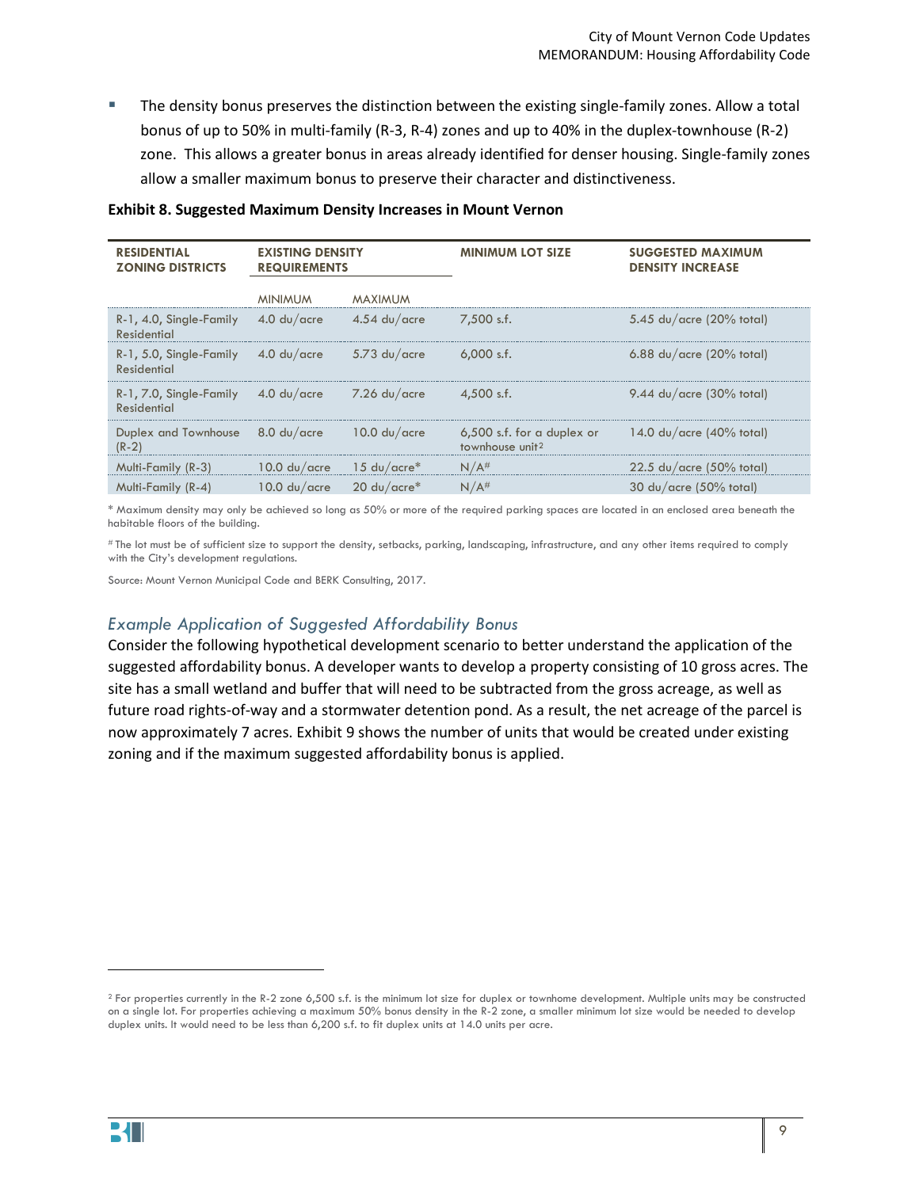- The density bonus preserves the distinction between the existing single-family zones. Allow a total bonus of up to 50% in multi-family (R-3, R-4) zones and up to 40% in the duplex-townhouse (R-2) zone. This allows a greater bonus in areas already identified for denser housing. Single-family zones allow a smaller maximum bonus to preserve their character and distinctiveness.

**Exhibit 8. Suggested Maximum Density Increases in Mount Vernon**

| RESIDENTIAL ZONING DISTRICTS | EXISTING DENSITY REQUIREMENTS | | MINIMUM LOT SIZE | SUGGESTED MAXIMUM DENSITY INCREASE |
|---|---|---|---|---|
| | MINIMUM | MAXIMUM | | |
| R-1, 4.0, Single-Family Residential | 4.0 du/acre | 4.54 du/acre | 7,500 s.f. | 5.45 du/acre (20% total) |
| R-1, 5.0, Single-Family Residential | 4.0 du/acre | 5.73 du/acre | 6,000 s.f. | 6.88 du/acre (20% total) |
| R-1, 7.0, Single-Family Residential | 4.0 du/acre | 7.26 du/acre | 4,500 s.f. | 9.44 du/acre (30% total) |
| Duplex and Townhouse (R-2) | 8.0 du/acre | 10.0 du/acre | 6,500 s.f. for a duplex or townhouse unit[2] | 14.0 du/acre (40% total) |
| Multi-Family (R-3) | 10.0 du/acre | 15 du/acre* | N/A# | 22.5 du/acre (50% total) |
| Multi-Family (R-4) | 10.0 du/acre | 20 du/acre* | N/A# | 30 du/acre (50% total) |

\* Maximum density may only be achieved so long as 50% or more of the required parking spaces are located in an enclosed area beneath the habitable floors of the building.

\# The lot must be of sufficient size to support the density, setbacks, parking, landscaping, infrastructure, and any other items required to comply with the City's development regulations.

Source: Mount Vernon Municipal Code and BERK Consulting, 2017.

### *Example Application of Suggested Affordability Bonus*

Consider the following hypothetical development scenario to better understand the application of the suggested affordability bonus. A developer wants to develop a property consisting of 10 gross acres. The site has a small wetland and buffer that will need to be subtracted from the gross acreage, as well as future road rights-of-way and a stormwater detention pond. As a result, the net acreage of the parcel is now approximately 7 acres. Exhibit 9 shows the number of units that would be created under existing zoning and if the maximum suggested affordability bonus is applied.

[2] For properties currently in the R-2 zone 6,500 s.f. is the minimum lot size for duplex or townhome development. Multiple units may be constructed on a single lot. For properties achieving a maximum 50% bonus density in the R-2 zone, a smaller minimum lot size would be needed to develop duplex units. It would need to be less than 6,200 s.f. to fit duplex units at 14.0 units per acre.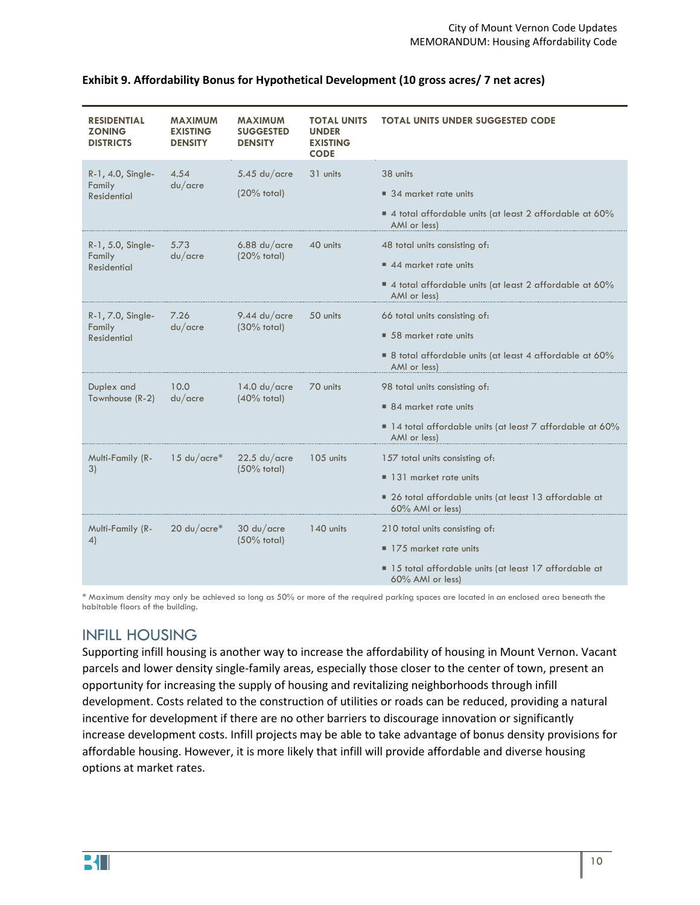**Exhibit 9. Affordability Bonus for Hypothetical Development (10 gross acres/ 7 net acres)**

| RESIDENTIAL ZONING DISTRICTS | MAXIMUM EXISTING DENSITY | MAXIMUM SUGGESTED DENSITY | TOTAL UNITS UNDER EXISTING CODE | TOTAL UNITS UNDER SUGGESTED CODE |
|---|---|---|---|---|
| R-1, 4.0, Single-Family Residential | 4.54 du/acre | 5.45 du/acre (20% total) | 31 units | 38 units<br>■ 34 market rate units<br>■ 4 total affordable units (at least 2 affordable at 60% AMI or less) |
| R-1, 5.0, Single-Family Residential | 5.73 du/acre | 6.88 du/acre (20% total) | 40 units | 48 total units consisting of:<br>■ 44 market rate units<br>■ 4 total affordable units (at least 2 affordable at 60% AMI or less) |
| R-1, 7.0, Single-Family Residential | 7.26 du/acre | 9.44 du/acre (30% total) | 50 units | 66 total units consisting of:<br>■ 58 market rate units<br>■ 8 total affordable units (at least 4 affordable at 60% AMI or less) |
| Duplex and Townhouse (R-2) | 10.0 du/acre | 14.0 du/acre (40% total) | 70 units | 98 total units consisting of:<br>■ 84 market rate units<br>■ 14 total affordable units (at least 7 affordable at 60% AMI or less) |
| Multi-Family (R-3) | 15 du/acre* | 22.5 du/acre (50% total) | 105 units | 157 total units consisting of:<br>■ 131 market rate units<br>■ 26 total affordable units (at least 13 affordable at 60% AMI or less) |
| Multi-Family (R-4) | 20 du/acre* | 30 du/acre (50% total) | 140 units | 210 total units consisting of:<br>■ 175 market rate units<br>■ 15 total affordable units (at least 17 affordable at 60% AMI or less) |

\* Maximum density may only be achieved so long as 50% or more of the required parking spaces are located in an enclosed area beneath the habitable floors of the building.

## INFILL HOUSING

Supporting infill housing is another way to increase the affordability of housing in Mount Vernon. Vacant parcels and lower density single-family areas, especially those closer to the center of town, present an opportunity for increasing the supply of housing and revitalizing neighborhoods through infill development. Costs related to the construction of utilities or roads can be reduced, providing a natural incentive for development if there are no other barriers to discourage innovation or significantly increase development costs. Infill projects may be able to take advantage of bonus density provisions for affordable housing. However, it is more likely that infill will provide affordable and diverse housing options at market rates.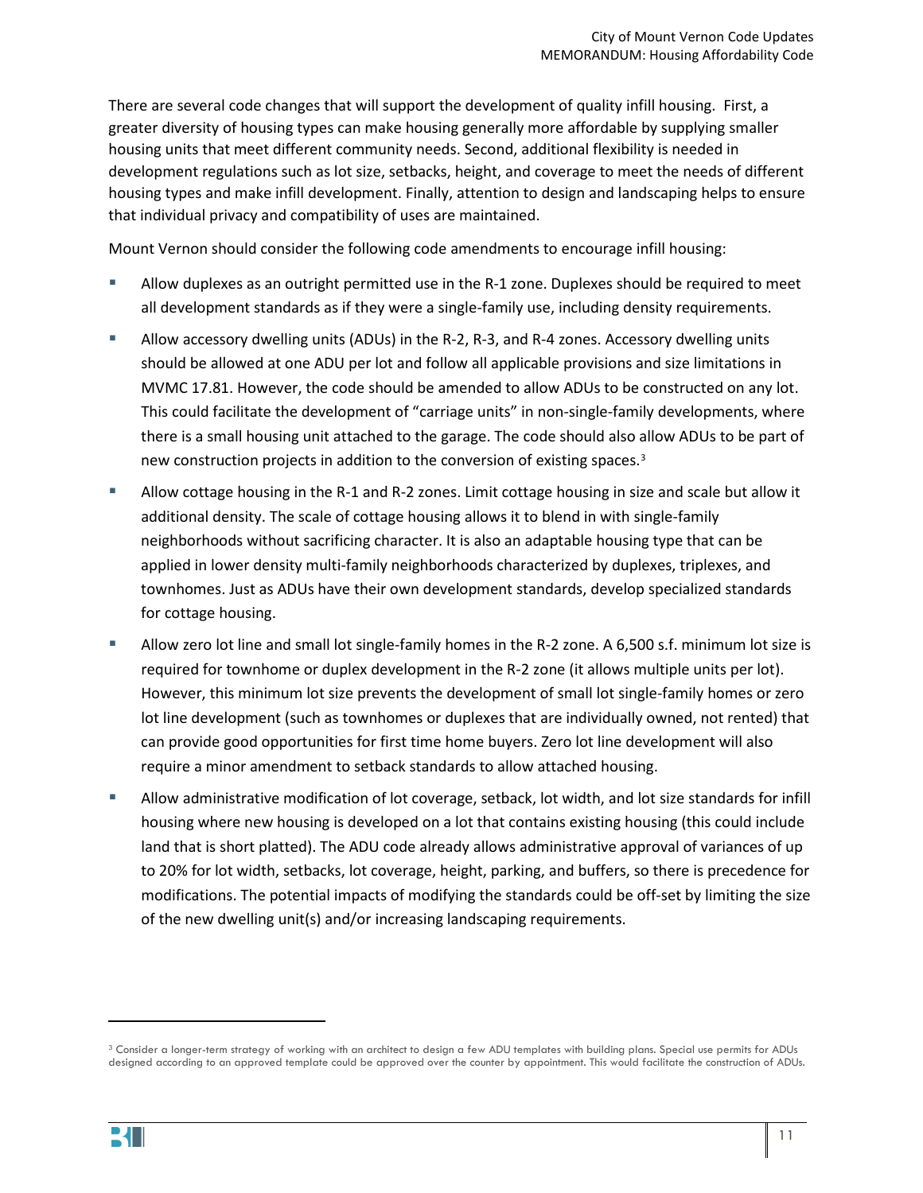There are several code changes that will support the development of quality infill housing. First, a greater diversity of housing types can make housing generally more affordable by supplying smaller housing units that meet different community needs. Second, additional flexibility is needed in development regulations such as lot size, setbacks, height, and coverage to meet the needs of different housing types and make infill development. Finally, attention to design and landscaping helps to ensure that individual privacy and compatibility of uses are maintained.

Mount Vernon should consider the following code amendments to encourage infill housing:

- Allow duplexes as an outright permitted use in the R-1 zone. Duplexes should be required to meet all development standards as if they were a single-family use, including density requirements.
- Allow accessory dwelling units (ADUs) in the R-2, R-3, and R-4 zones. Accessory dwelling units should be allowed at one ADU per lot and follow all applicable provisions and size limitations in MVMC 17.81. However, the code should be amended to allow ADUs to be constructed on any lot. This could facilitate the development of "carriage units" in non-single-family developments, where there is a small housing unit attached to the garage. The code should also allow ADUs to be part of new construction projects in addition to the conversion of existing spaces.[3]
- Allow cottage housing in the R-1 and R-2 zones. Limit cottage housing in size and scale but allow it additional density. The scale of cottage housing allows it to blend in with single-family neighborhoods without sacrificing character. It is also an adaptable housing type that can be applied in lower density multi-family neighborhoods characterized by duplexes, triplexes, and townhomes. Just as ADUs have their own development standards, develop specialized standards for cottage housing.
- Allow zero lot line and small lot single-family homes in the R-2 zone. A 6,500 s.f. minimum lot size is required for townhome or duplex development in the R-2 zone (it allows multiple units per lot). However, this minimum lot size prevents the development of small lot single-family homes or zero lot line development (such as townhomes or duplexes that are individually owned, not rented) that can provide good opportunities for first time home buyers. Zero lot line development will also require a minor amendment to setback standards to allow attached housing.
- Allow administrative modification of lot coverage, setback, lot width, and lot size standards for infill housing where new housing is developed on a lot that contains existing housing (this could include land that is short platted). The ADU code already allows administrative approval of variances of up to 20% for lot width, setbacks, lot coverage, height, parking, and buffers, so there is precedence for modifications. The potential impacts of modifying the standards could be off-set by limiting the size of the new dwelling unit(s) and/or increasing landscaping requirements.

[3] Consider a longer-term strategy of working with an architect to design a few ADU templates with building plans. Special use permits for ADUs designed according to an approved template could be approved over the counter by appointment. This would facilitate the construction of ADUs.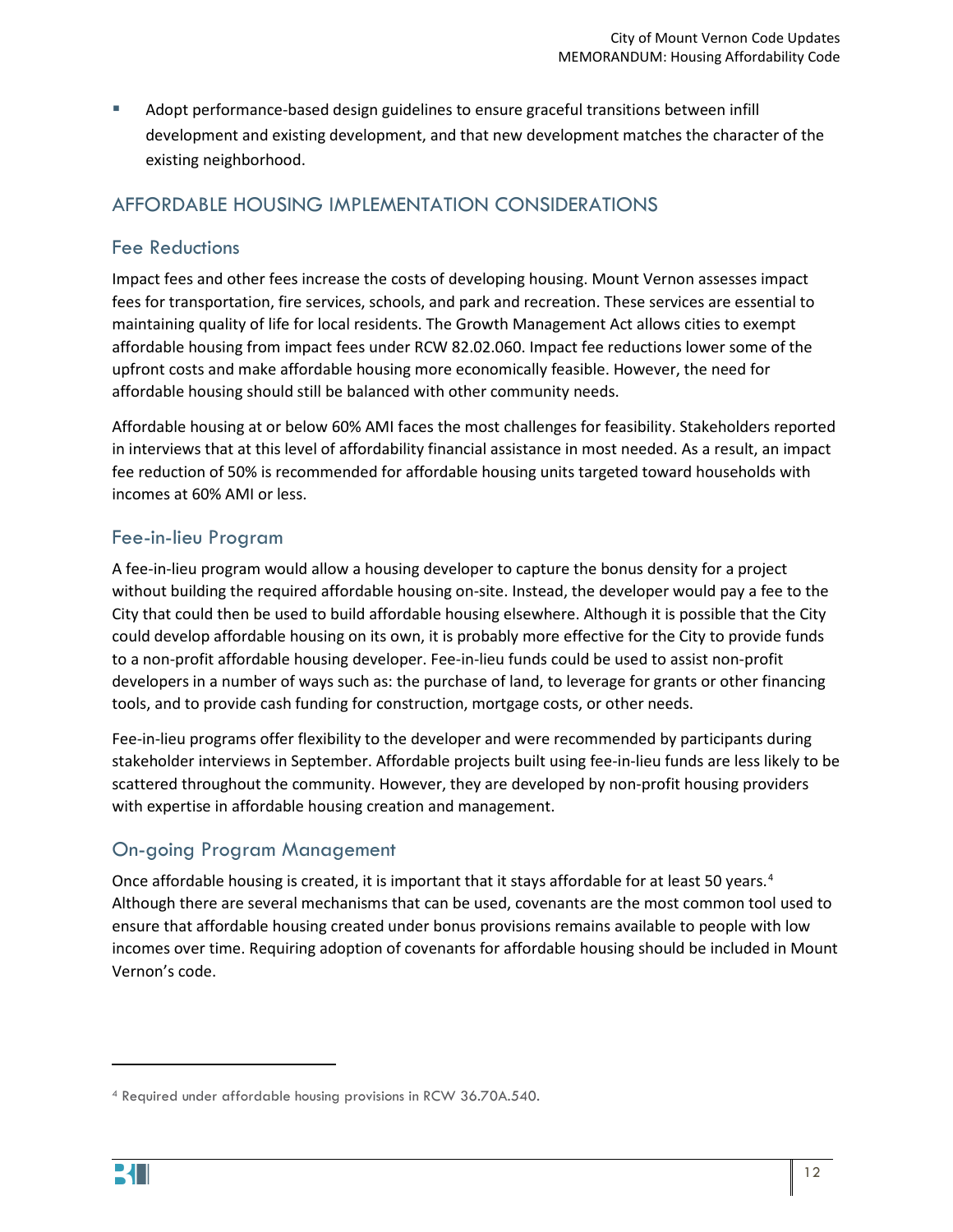- Adopt performance-based design guidelines to ensure graceful transitions between infill development and existing development, and that new development matches the character of the existing neighborhood.

## AFFORDABLE HOUSING IMPLEMENTATION CONSIDERATIONS

### Fee Reductions

Impact fees and other fees increase the costs of developing housing. Mount Vernon assesses impact fees for transportation, fire services, schools, and park and recreation. These services are essential to maintaining quality of life for local residents. The Growth Management Act allows cities to exempt affordable housing from impact fees under RCW 82.02.060. Impact fee reductions lower some of the upfront costs and make affordable housing more economically feasible. However, the need for affordable housing should still be balanced with other community needs.

Affordable housing at or below 60% AMI faces the most challenges for feasibility. Stakeholders reported in interviews that at this level of affordability financial assistance in most needed. As a result, an impact fee reduction of 50% is recommended for affordable housing units targeted toward households with incomes at 60% AMI or less.

### Fee-in-lieu Program

A fee-in-lieu program would allow a housing developer to capture the bonus density for a project without building the required affordable housing on-site. Instead, the developer would pay a fee to the City that could then be used to build affordable housing elsewhere. Although it is possible that the City could develop affordable housing on its own, it is probably more effective for the City to provide funds to a non-profit affordable housing developer. Fee-in-lieu funds could be used to assist non-profit developers in a number of ways such as: the purchase of land, to leverage for grants or other financing tools, and to provide cash funding for construction, mortgage costs, or other needs.

Fee-in-lieu programs offer flexibility to the developer and were recommended by participants during stakeholder interviews in September. Affordable projects built using fee-in-lieu funds are less likely to be scattered throughout the community. However, they are developed by non-profit housing providers with expertise in affordable housing creation and management.

### On-going Program Management

Once affordable housing is created, it is important that it stays affordable for at least 50 years.[4] Although there are several mechanisms that can be used, covenants are the most common tool used to ensure that affordable housing created under bonus provisions remains available to people with low incomes over time. Requiring adoption of covenants for affordable housing should be included in Mount Vernon's code.

[4] Required under affordable housing provisions in RCW 36.70A.540.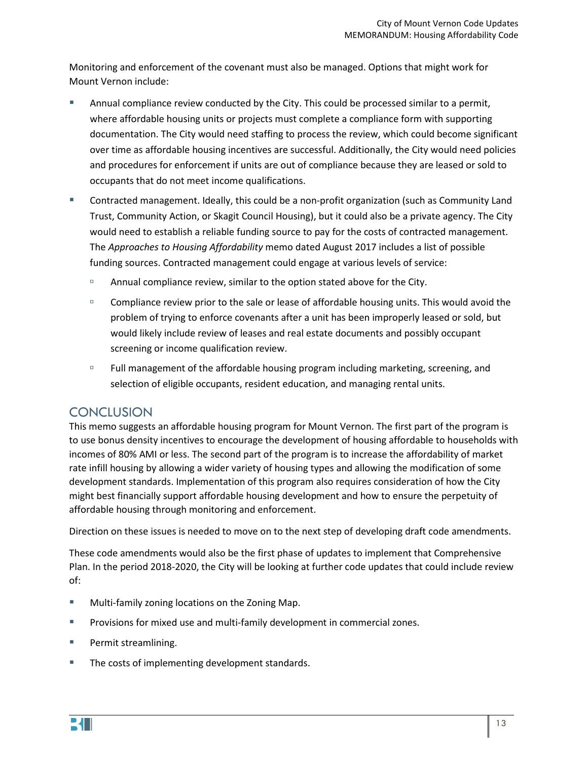Monitoring and enforcement of the covenant must also be managed. Options that might work for Mount Vernon include:

- Annual compliance review conducted by the City. This could be processed similar to a permit, where affordable housing units or projects must complete a compliance form with supporting documentation. The City would need staffing to process the review, which could become significant over time as affordable housing incentives are successful. Additionally, the City would need policies and procedures for enforcement if units are out of compliance because they are leased or sold to occupants that do not meet income qualifications.
- Contracted management. Ideally, this could be a non-profit organization (such as Community Land Trust, Community Action, or Skagit Council Housing), but it could also be a private agency. The City would need to establish a reliable funding source to pay for the costs of contracted management. The *Approaches to Housing Affordability* memo dated August 2017 includes a list of possible funding sources. Contracted management could engage at various levels of service:
  - Annual compliance review, similar to the option stated above for the City.
  - Compliance review prior to the sale or lease of affordable housing units. This would avoid the problem of trying to enforce covenants after a unit has been improperly leased or sold, but would likely include review of leases and real estate documents and possibly occupant screening or income qualification review.
  - Full management of the affordable housing program including marketing, screening, and selection of eligible occupants, resident education, and managing rental units.

## CONCLUSION

This memo suggests an affordable housing program for Mount Vernon. The first part of the program is to use bonus density incentives to encourage the development of housing affordable to households with incomes of 80% AMI or less. The second part of the program is to increase the affordability of market rate infill housing by allowing a wider variety of housing types and allowing the modification of some development standards. Implementation of this program also requires consideration of how the City might best financially support affordable housing development and how to ensure the perpetuity of affordable housing through monitoring and enforcement.

Direction on these issues is needed to move on to the next step of developing draft code amendments.

These code amendments would also be the first phase of updates to implement that Comprehensive Plan. In the period 2018-2020, the City will be looking at further code updates that could include review of:

- Multi-family zoning locations on the Zoning Map.
- Provisions for mixed use and multi-family development in commercial zones.
- Permit streamlining.
- The costs of implementing development standards.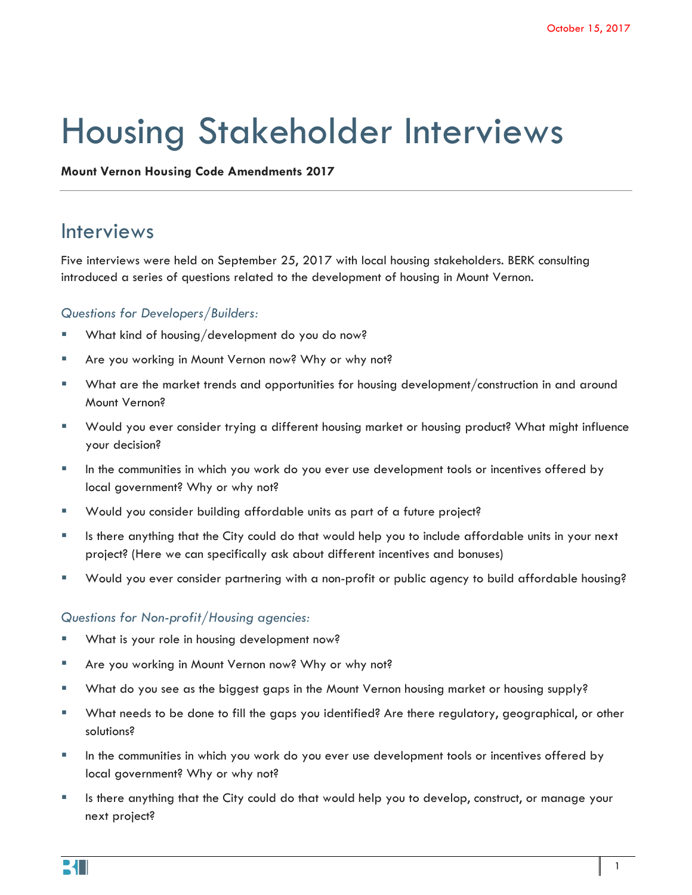October 15, 2017

# Housing Stakeholder Interviews

**Mount Vernon Housing Code Amendments 2017**

## Interviews

Five interviews were held on September 25, 2017 with local housing stakeholders. BERK consulting introduced a series of questions related to the development of housing in Mount Vernon.

### *Questions for Developers/Builders:*

- What kind of housing/development do you do now?
- Are you working in Mount Vernon now? Why or why not?
- What are the market trends and opportunities for housing development/construction in and around Mount Vernon?
- Would you ever consider trying a different housing market or housing product? What might influence your decision?
- In the communities in which you work do you ever use development tools or incentives offered by local government? Why or why not?
- Would you consider building affordable units as part of a future project?
- Is there anything that the City could do that would help you to include affordable units in your next project? (Here we can specifically ask about different incentives and bonuses)
- Would you ever consider partnering with a non-profit or public agency to build affordable housing?

### *Questions for Non-profit/Housing agencies:*

- What is your role in housing development now?
- Are you working in Mount Vernon now? Why or why not?
- What do you see as the biggest gaps in the Mount Vernon housing market or housing supply?
- What needs to be done to fill the gaps you identified? Are there regulatory, geographical, or other solutions?
- In the communities in which you work do you ever use development tools or incentives offered by local government? Why or why not?
- Is there anything that the City could do that would help you to develop, construct, or manage your next project?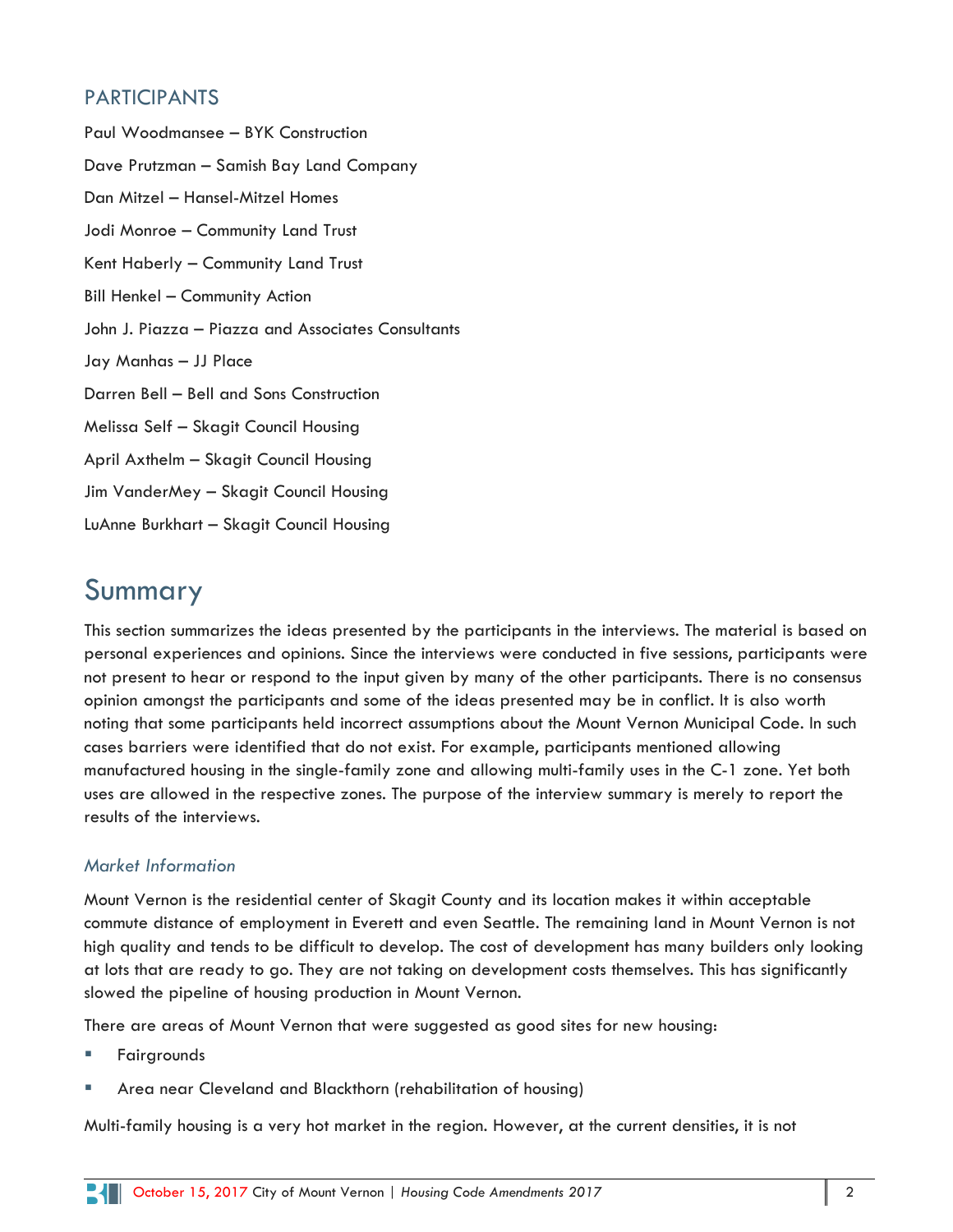## PARTICIPANTS

Paul Woodmansee – BYK Construction

Dave Prutzman – Samish Bay Land Company

Dan Mitzel – Hansel-Mitzel Homes

Jodi Monroe – Community Land Trust

Kent Haberly – Community Land Trust

Bill Henkel – Community Action

John J. Piazza – Piazza and Associates Consultants

Jay Manhas – JJ Place

Darren Bell – Bell and Sons Construction

Melissa Self – Skagit Council Housing

April Axthelm – Skagit Council Housing

Jim VanderMey – Skagit Council Housing

LuAnne Burkhart – Skagit Council Housing

# Summary

This section summarizes the ideas presented by the participants in the interviews. The material is based on personal experiences and opinions. Since the interviews were conducted in five sessions, participants were not present to hear or respond to the input given by many of the other participants. There is no consensus opinion amongst the participants and some of the ideas presented may be in conflict. It is also worth noting that some participants held incorrect assumptions about the Mount Vernon Municipal Code. In such cases barriers were identified that do not exist. For example, participants mentioned allowing manufactured housing in the single-family zone and allowing multi-family uses in the C-1 zone. Yet both uses are allowed in the respective zones. The purpose of the interview summary is merely to report the results of the interviews.

### *Market Information*

Mount Vernon is the residential center of Skagit County and its location makes it within acceptable commute distance of employment in Everett and even Seattle. The remaining land in Mount Vernon is not high quality and tends to be difficult to develop. The cost of development has many builders only looking at lots that are ready to go. They are not taking on development costs themselves. This has significantly slowed the pipeline of housing production in Mount Vernon.

There are areas of Mount Vernon that were suggested as good sites for new housing:

- Fairgrounds
- Area near Cleveland and Blackthorn (rehabilitation of housing)

Multi-family housing is a very hot market in the region. However, at the current densities, it is not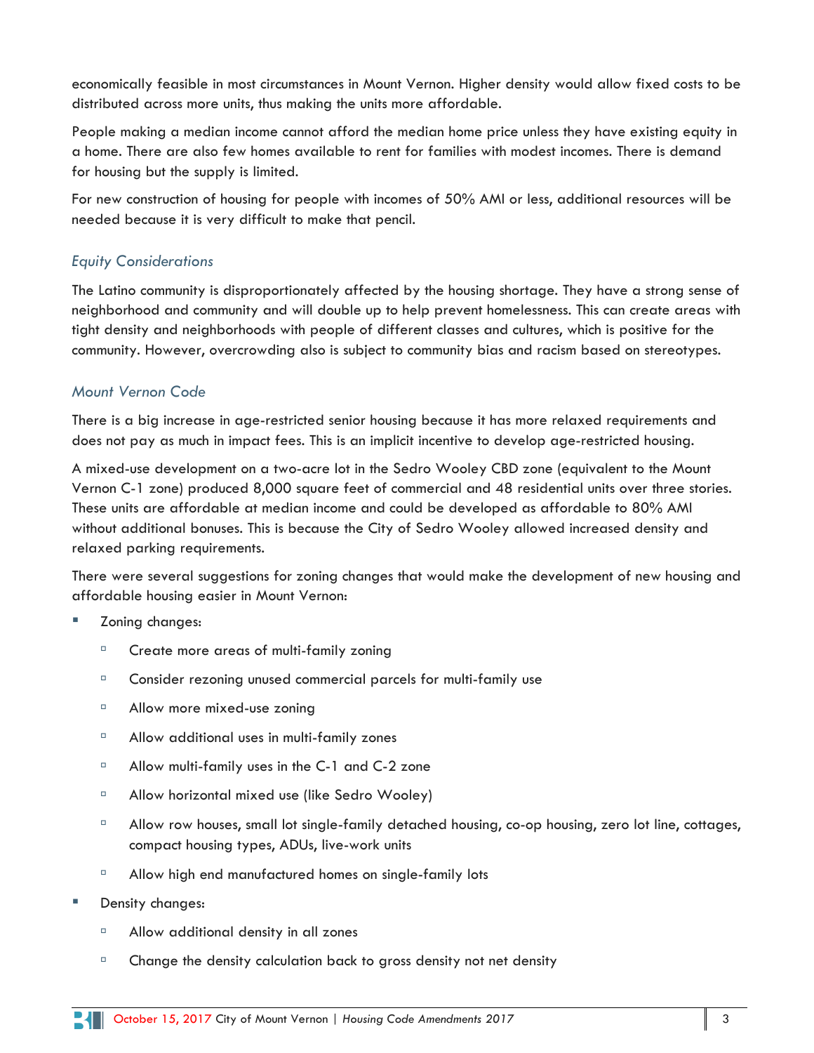economically feasible in most circumstances in Mount Vernon. Higher density would allow fixed costs to be distributed across more units, thus making the units more affordable.

People making a median income cannot afford the median home price unless they have existing equity in a home. There are also few homes available to rent for families with modest incomes. There is demand for housing but the supply is limited.

For new construction of housing for people with incomes of 50% AMI or less, additional resources will be needed because it is very difficult to make that pencil.

### *Equity Considerations*

The Latino community is disproportionately affected by the housing shortage. They have a strong sense of neighborhood and community and will double up to help prevent homelessness. This can create areas with tight density and neighborhoods with people of different classes and cultures, which is positive for the community. However, overcrowding also is subject to community bias and racism based on stereotypes.

### *Mount Vernon Code*

There is a big increase in age-restricted senior housing because it has more relaxed requirements and does not pay as much in impact fees. This is an implicit incentive to develop age-restricted housing.

A mixed-use development on a two-acre lot in the Sedro Wooley CBD zone (equivalent to the Mount Vernon C-1 zone) produced 8,000 square feet of commercial and 48 residential units over three stories. These units are affordable at median income and could be developed as affordable to 80% AMI without additional bonuses. This is because the City of Sedro Wooley allowed increased density and relaxed parking requirements.

There were several suggestions for zoning changes that would make the development of new housing and affordable housing easier in Mount Vernon:

- Zoning changes:
  - Create more areas of multi-family zoning
  - Consider rezoning unused commercial parcels for multi-family use
  - Allow more mixed-use zoning
  - Allow additional uses in multi-family zones
  - Allow multi-family uses in the C-1 and C-2 zone
  - Allow horizontal mixed use (like Sedro Wooley)
  - Allow row houses, small lot single-family detached housing, co-op housing, zero lot line, cottages, compact housing types, ADUs, live-work units
  - Allow high end manufactured homes on single-family lots
- Density changes:
  - Allow additional density in all zones
  - Change the density calculation back to gross density not net density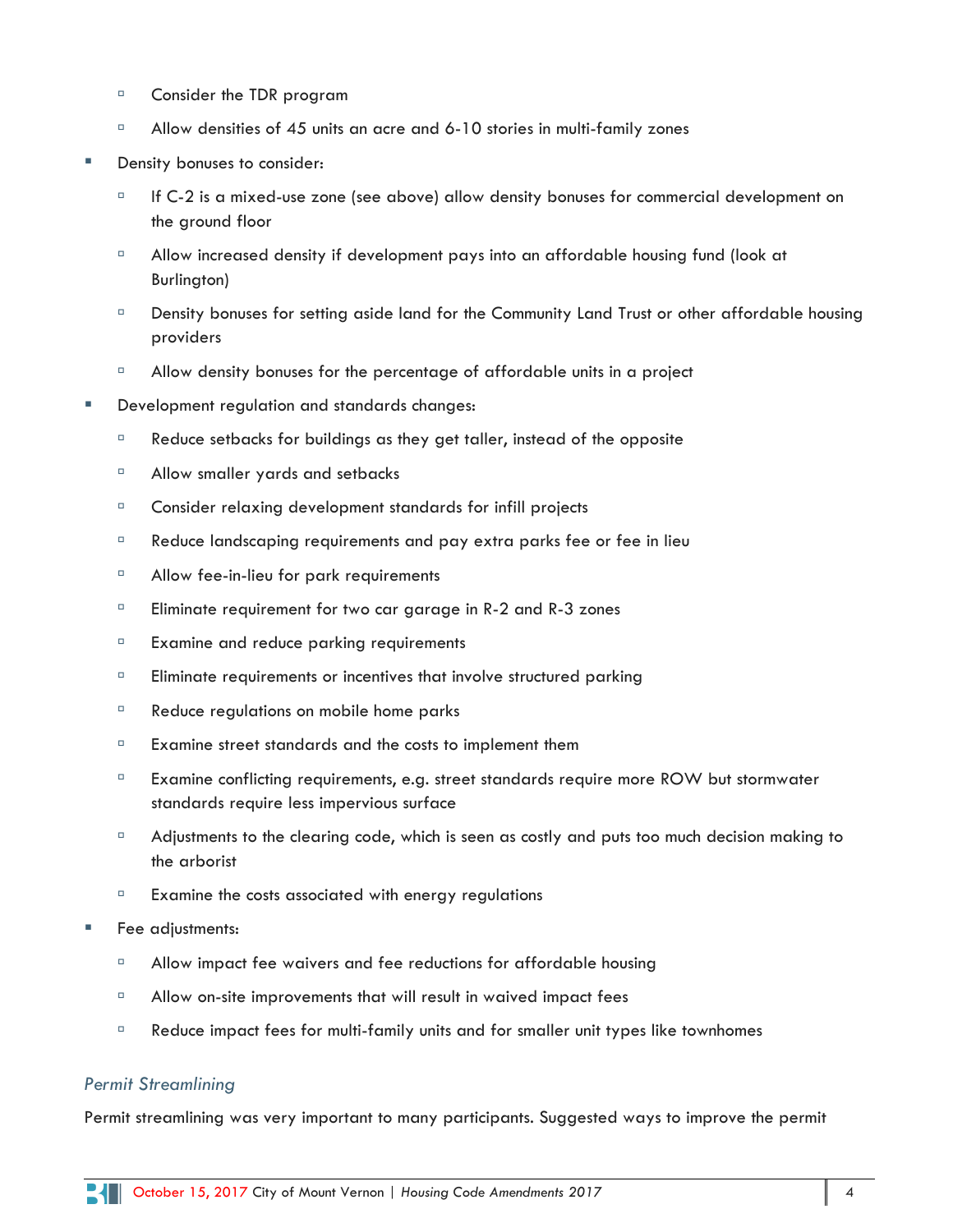- Consider the TDR program
- Allow densities of 45 units an acre and 6-10 stories in multi-family zones

- Density bonuses to consider:
  - If C-2 is a mixed-use zone (see above) allow density bonuses for commercial development on the ground floor
  - Allow increased density if development pays into an affordable housing fund (look at Burlington)
  - Density bonuses for setting aside land for the Community Land Trust or other affordable housing providers
  - Allow density bonuses for the percentage of affordable units in a project

- Development regulation and standards changes:
  - Reduce setbacks for buildings as they get taller, instead of the opposite
  - Allow smaller yards and setbacks
  - Consider relaxing development standards for infill projects
  - Reduce landscaping requirements and pay extra parks fee or fee in lieu
  - Allow fee-in-lieu for park requirements
  - Eliminate requirement for two car garage in R-2 and R-3 zones
  - Examine and reduce parking requirements
  - Eliminate requirements or incentives that involve structured parking
  - Reduce regulations on mobile home parks
  - Examine street standards and the costs to implement them
  - Examine conflicting requirements, e.g. street standards require more ROW but stormwater standards require less impervious surface
  - Adjustments to the clearing code, which is seen as costly and puts too much decision making to the arborist
  - Examine the costs associated with energy regulations

- Fee adjustments:
  - Allow impact fee waivers and fee reductions for affordable housing
  - Allow on-site improvements that will result in waived impact fees
  - Reduce impact fees for multi-family units and for smaller unit types like townhomes

### *Permit Streamlining*

Permit streamlining was very important to many participants. Suggested ways to improve the permit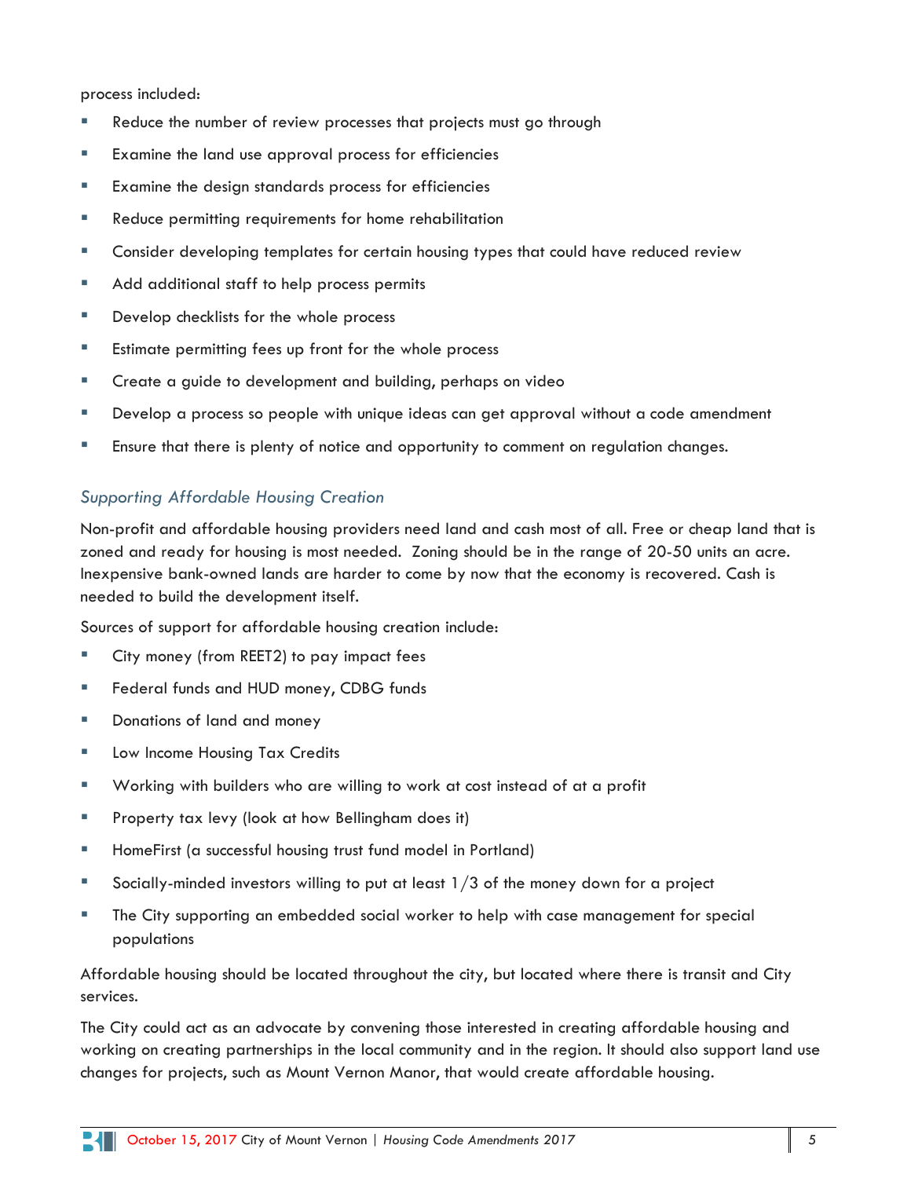process included:

- Reduce the number of review processes that projects must go through
- Examine the land use approval process for efficiencies
- Examine the design standards process for efficiencies
- Reduce permitting requirements for home rehabilitation
- Consider developing templates for certain housing types that could have reduced review
- Add additional staff to help process permits
- Develop checklists for the whole process
- Estimate permitting fees up front for the whole process
- Create a guide to development and building, perhaps on video
- Develop a process so people with unique ideas can get approval without a code amendment
- Ensure that there is plenty of notice and opportunity to comment on regulation changes.

### *Supporting Affordable Housing Creation*

Non-profit and affordable housing providers need land and cash most of all. Free or cheap land that is zoned and ready for housing is most needed. Zoning should be in the range of 20-50 units an acre. Inexpensive bank-owned lands are harder to come by now that the economy is recovered. Cash is needed to build the development itself.

Sources of support for affordable housing creation include:

- City money (from REET2) to pay impact fees
- Federal funds and HUD money, CDBG funds
- Donations of land and money
- Low Income Housing Tax Credits
- Working with builders who are willing to work at cost instead of at a profit
- Property tax levy (look at how Bellingham does it)
- HomeFirst (a successful housing trust fund model in Portland)
- Socially-minded investors willing to put at least 1/3 of the money down for a project
- The City supporting an embedded social worker to help with case management for special populations

Affordable housing should be located throughout the city, but located where there is transit and City services.

The City could act as an advocate by convening those interested in creating affordable housing and working on creating partnerships in the local community and in the region. It should also support land use changes for projects, such as Mount Vernon Manor, that would create affordable housing.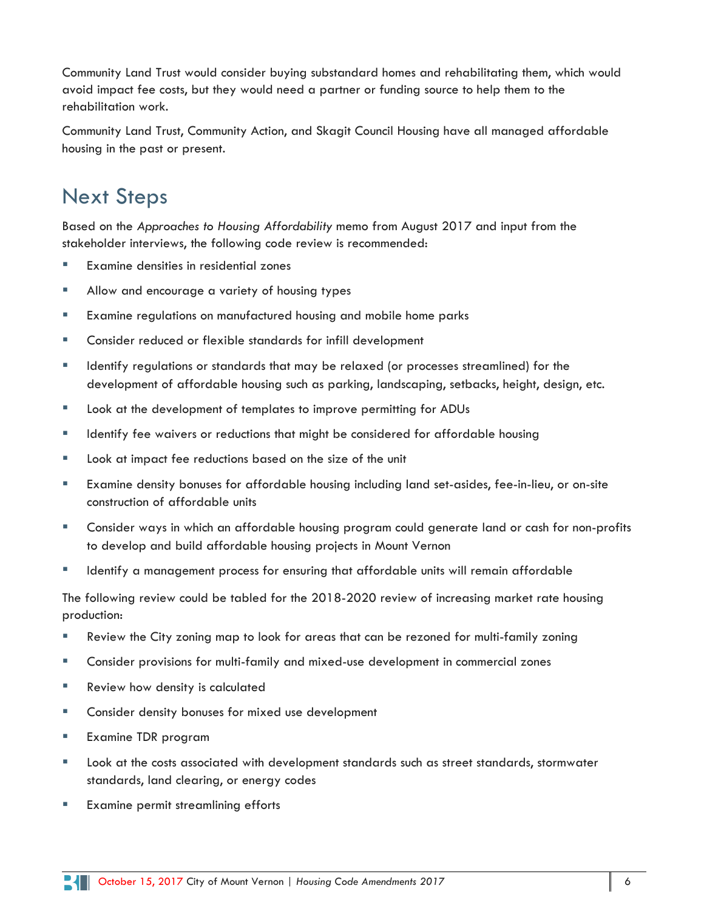Community Land Trust would consider buying substandard homes and rehabilitating them, which would avoid impact fee costs, but they would need a partner or funding source to help them to the rehabilitation work.

Community Land Trust, Community Action, and Skagit Council Housing have all managed affordable housing in the past or present.

## Next Steps

Based on the *Approaches to Housing Affordability* memo from August 2017 and input from the stakeholder interviews, the following code review is recommended:

- Examine densities in residential zones
- Allow and encourage a variety of housing types
- Examine regulations on manufactured housing and mobile home parks
- Consider reduced or flexible standards for infill development
- Identify regulations or standards that may be relaxed (or processes streamlined) for the development of affordable housing such as parking, landscaping, setbacks, height, design, etc.
- Look at the development of templates to improve permitting for ADUs
- Identify fee waivers or reductions that might be considered for affordable housing
- Look at impact fee reductions based on the size of the unit
- Examine density bonuses for affordable housing including land set-asides, fee-in-lieu, or on-site construction of affordable units
- Consider ways in which an affordable housing program could generate land or cash for non-profits to develop and build affordable housing projects in Mount Vernon
- Identify a management process for ensuring that affordable units will remain affordable

The following review could be tabled for the 2018-2020 review of increasing market rate housing production:

- Review the City zoning map to look for areas that can be rezoned for multi-family zoning
- Consider provisions for multi-family and mixed-use development in commercial zones
- Review how density is calculated
- Consider density bonuses for mixed use development
- Examine TDR program
- Look at the costs associated with development standards such as street standards, stormwater standards, land clearing, or energy codes
- Examine permit streamlining efforts